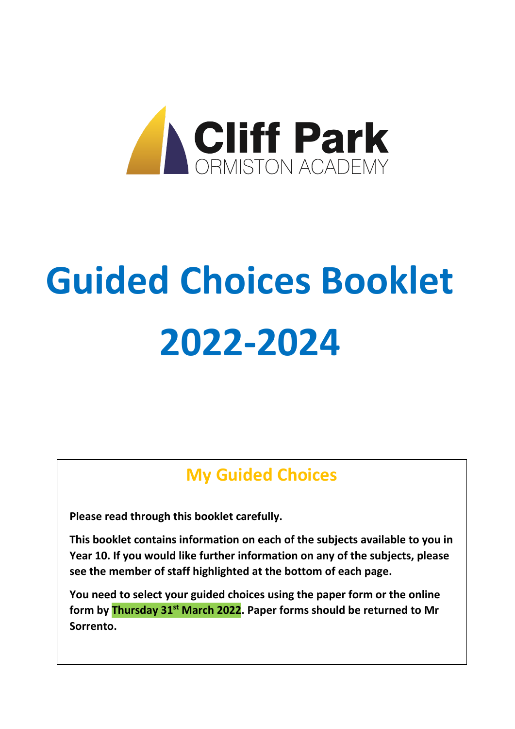Cliff Park
ORMISTON ACADEMY

# Guided Choices Booklet 2022-2024

## My Guided Choices

**Please read through this booklet carefully.**

**This booklet contains information on each of the subjects available to you in Year 10. If you would like further information on any of the subjects, please see the member of staff highlighted at the bottom of each page.**

**You need to select your guided choices using the paper form or the online form by Thursday 31st March 2022. Paper forms should be returned to Mr Sorrento.**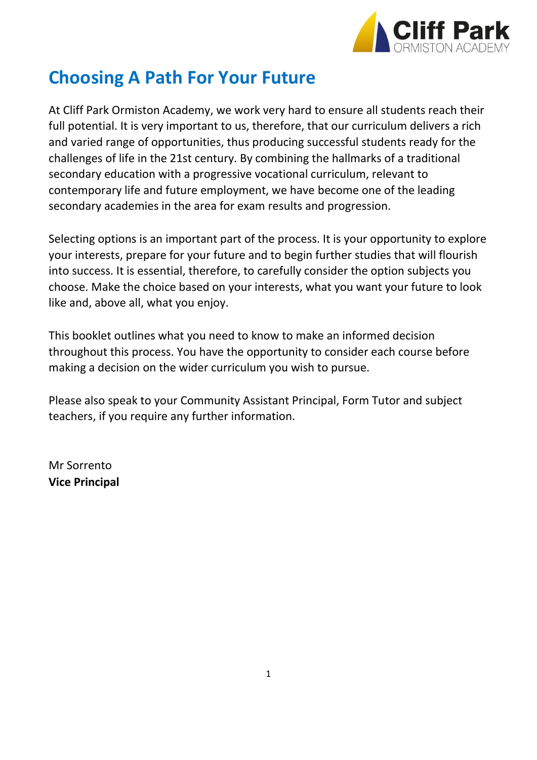# Choosing A Path For Your Future

At Cliff Park Ormiston Academy, we work very hard to ensure all students reach their full potential. It is very important to us, therefore, that our curriculum delivers a rich and varied range of opportunities, thus producing successful students ready for the challenges of life in the 21st century. By combining the hallmarks of a traditional secondary education with a progressive vocational curriculum, relevant to contemporary life and future employment, we have become one of the leading secondary academies in the area for exam results and progression.

Selecting options is an important part of the process. It is your opportunity to explore your interests, prepare for your future and to begin further studies that will flourish into success. It is essential, therefore, to carefully consider the option subjects you choose. Make the choice based on your interests, what you want your future to look like and, above all, what you enjoy.

This booklet outlines what you need to know to make an informed decision throughout this process. You have the opportunity to consider each course before making a decision on the wider curriculum you wish to pursue.

Please also speak to your Community Assistant Principal, Form Tutor and subject teachers, if you require any further information.

Mr Sorrento
**Vice Principal**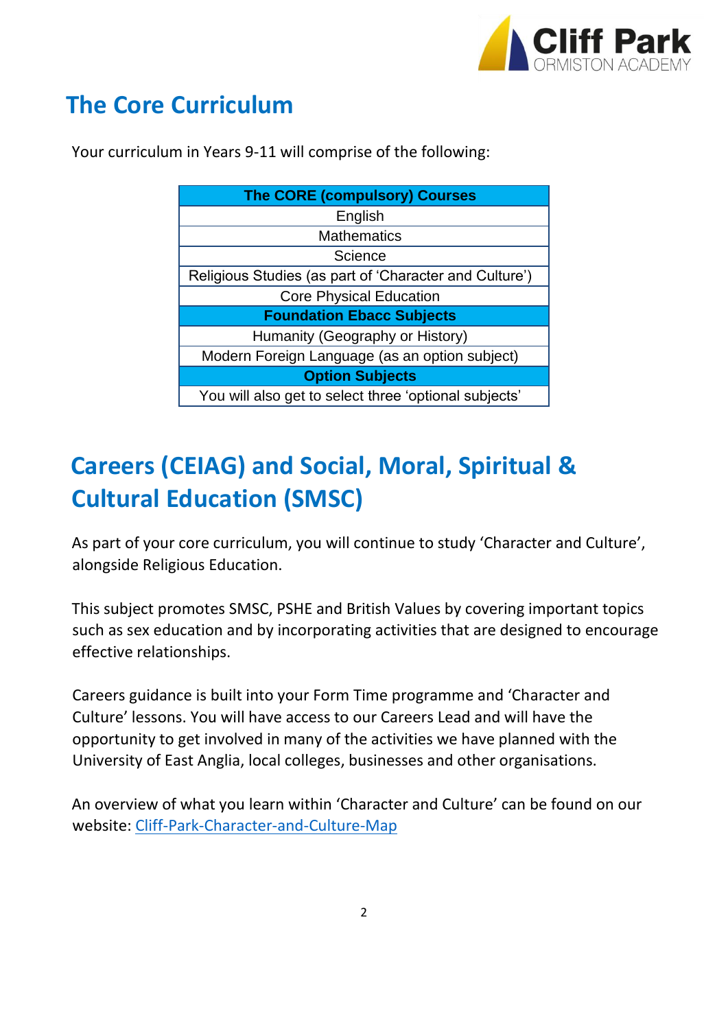## The Core Curriculum

Your curriculum in Years 9-11 will comprise of the following:

| **The CORE (compulsory) Courses** |
|---|
| English |
| Mathematics |
| Science |
| Religious Studies (as part of 'Character and Culture') |
| Core Physical Education |
| **Foundation Ebacc Subjects** |
| Humanity (Geography or History) |
| Modern Foreign Language (as an option subject) |
| **Option Subjects** |
| You will also get to select three 'optional subjects' |

## Careers (CEIAG) and Social, Moral, Spiritual & Cultural Education (SMSC)

As part of your core curriculum, you will continue to study 'Character and Culture', alongside Religious Education.

This subject promotes SMSC, PSHE and British Values by covering important topics such as sex education and by incorporating activities that are designed to encourage effective relationships.

Careers guidance is built into your Form Time programme and 'Character and Culture' lessons. You will have access to our Careers Lead and will have the opportunity to get involved in many of the activities we have planned with the University of East Anglia, local colleges, businesses and other organisations.

An overview of what you learn within 'Character and Culture' can be found on our website: Cliff-Park-Character-and-Culture-Map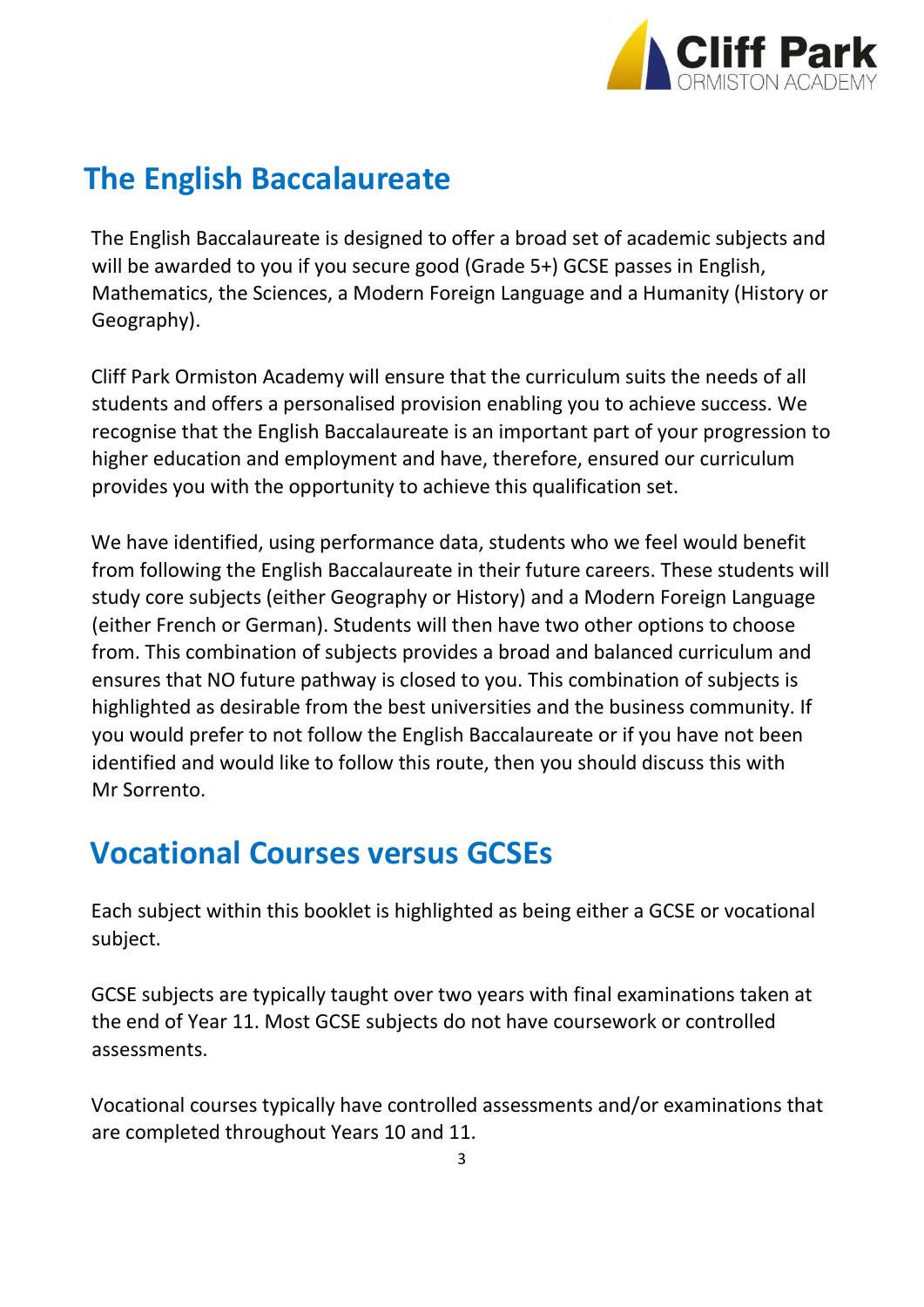## The English Baccalaureate

The English Baccalaureate is designed to offer a broad set of academic subjects and will be awarded to you if you secure good (Grade 5+) GCSE passes in English, Mathematics, the Sciences, a Modern Foreign Language and a Humanity (History or Geography).

Cliff Park Ormiston Academy will ensure that the curriculum suits the needs of all students and offers a personalised provision enabling you to achieve success. We recognise that the English Baccalaureate is an important part of your progression to higher education and employment and have, therefore, ensured our curriculum provides you with the opportunity to achieve this qualification set.

We have identified, using performance data, students who we feel would benefit from following the English Baccalaureate in their future careers. These students will study core subjects (either Geography or History) and a Modern Foreign Language (either French or German). Students will then have two other options to choose from. This combination of subjects provides a broad and balanced curriculum and ensures that NO future pathway is closed to you. This combination of subjects is highlighted as desirable from the best universities and the business community. If you would prefer to not follow the English Baccalaureate or if you have not been identified and would like to follow this route, then you should discuss this with Mr Sorrento.

## Vocational Courses versus GCSEs

Each subject within this booklet is highlighted as being either a GCSE or vocational subject.

GCSE subjects are typically taught over two years with final examinations taken at the end of Year 11. Most GCSE subjects do not have coursework or controlled assessments.

Vocational courses typically have controlled assessments and/or examinations that are completed throughout Years 10 and 11.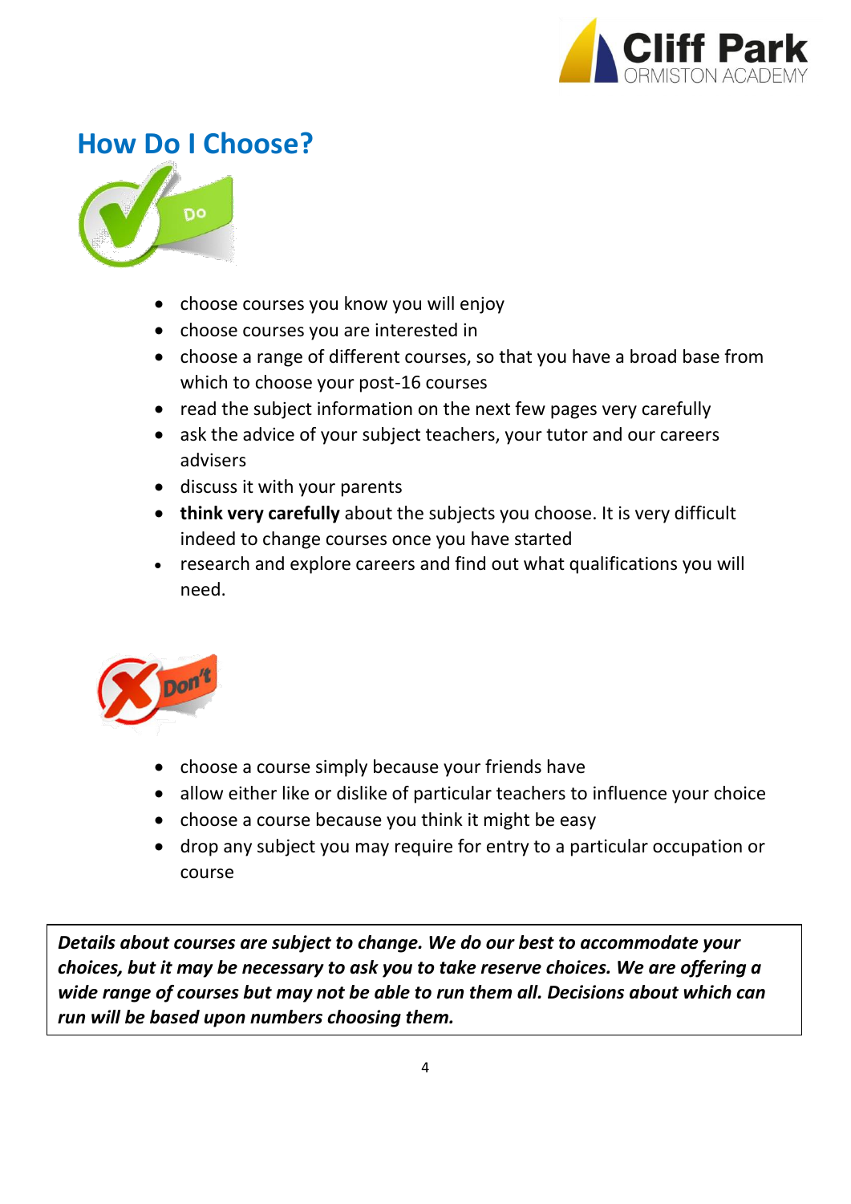## How Do I Choose?

Do

- choose courses you know you will enjoy
- choose courses you are interested in
- choose a range of different courses, so that you have a broad base from which to choose your post-16 courses
- read the subject information on the next few pages very carefully
- ask the advice of your subject teachers, your tutor and our careers advisers
- discuss it with your parents
- **think very carefully** about the subjects you choose. It is very difficult indeed to change courses once you have started
- research and explore careers and find out what qualifications you will need.

Don't

- choose a course simply because your friends have
- allow either like or dislike of particular teachers to influence your choice
- choose a course because you think it might be easy
- drop any subject you may require for entry to a particular occupation or course

***Details about courses are subject to change. We do our best to accommodate your choices, but it may be necessary to ask you to take reserve choices. We are offering a wide range of courses but may not be able to run them all. Decisions about which can run will be based upon numbers choosing them.***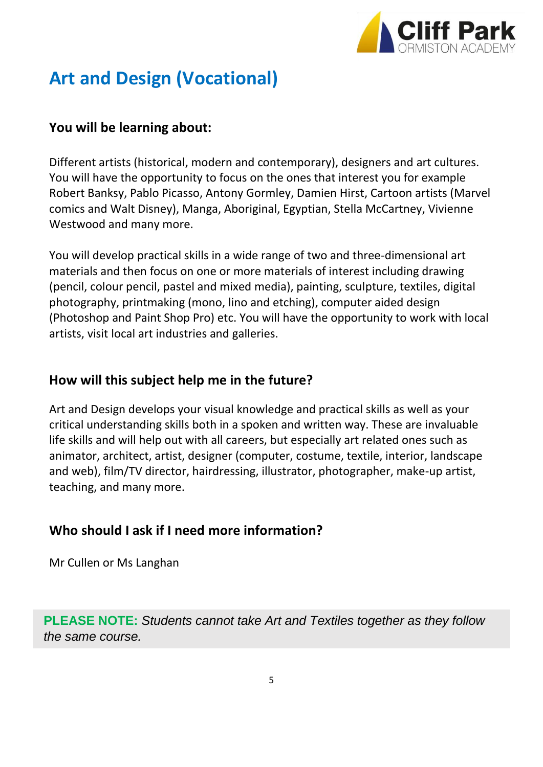# Art and Design (Vocational)

## You will be learning about:

Different artists (historical, modern and contemporary), designers and art cultures. You will have the opportunity to focus on the ones that interest you for example Robert Banksy, Pablo Picasso, Antony Gormley, Damien Hirst, Cartoon artists (Marvel comics and Walt Disney), Manga, Aboriginal, Egyptian, Stella McCartney, Vivienne Westwood and many more.

You will develop practical skills in a wide range of two and three-dimensional art materials and then focus on one or more materials of interest including drawing (pencil, colour pencil, pastel and mixed media), painting, sculpture, textiles, digital photography, printmaking (mono, lino and etching), computer aided design (Photoshop and Paint Shop Pro) etc. You will have the opportunity to work with local artists, visit local art industries and galleries.

## How will this subject help me in the future?

Art and Design develops your visual knowledge and practical skills as well as your critical understanding skills both in a spoken and written way. These are invaluable life skills and will help out with all careers, but especially art related ones such as animator, architect, artist, designer (computer, costume, textile, interior, landscape and web), film/TV director, hairdressing, illustrator, photographer, make-up artist, teaching, and many more.

## Who should I ask if I need more information?

Mr Cullen or Ms Langhan

**PLEASE NOTE:** *Students cannot take Art and Textiles together as they follow the same course.*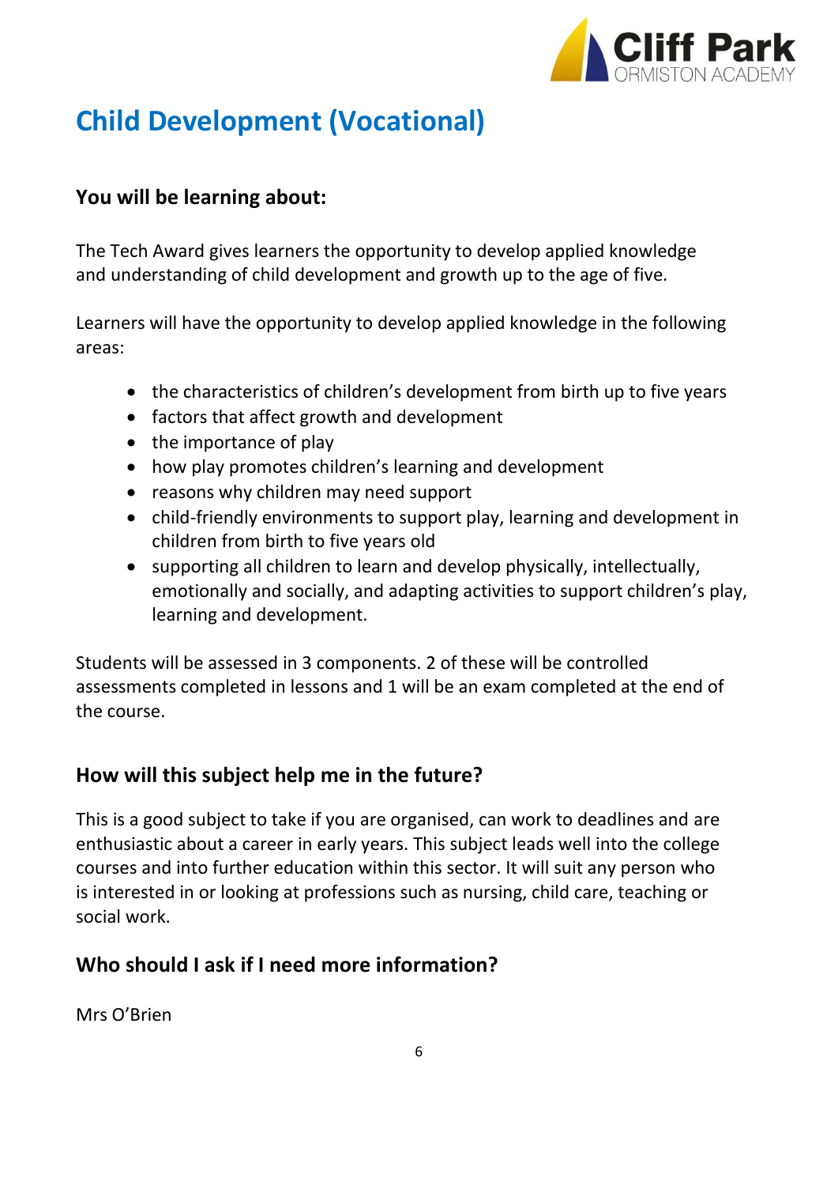# Child Development (Vocational)

## You will be learning about:

The Tech Award gives learners the opportunity to develop applied knowledge and understanding of child development and growth up to the age of five.

Learners will have the opportunity to develop applied knowledge in the following areas:

- the characteristics of children's development from birth up to five years
- factors that affect growth and development
- the importance of play
- how play promotes children's learning and development
- reasons why children may need support
- child-friendly environments to support play, learning and development in children from birth to five years old
- supporting all children to learn and develop physically, intellectually, emotionally and socially, and adapting activities to support children's play, learning and development.

Students will be assessed in 3 components. 2 of these will be controlled assessments completed in lessons and 1 will be an exam completed at the end of the course.

## How will this subject help me in the future?

This is a good subject to take if you are organised, can work to deadlines and are enthusiastic about a career in early years. This subject leads well into the college courses and into further education within this sector. It will suit any person who is interested in or looking at professions such as nursing, child care, teaching or social work.

## Who should I ask if I need more information?

Mrs O'Brien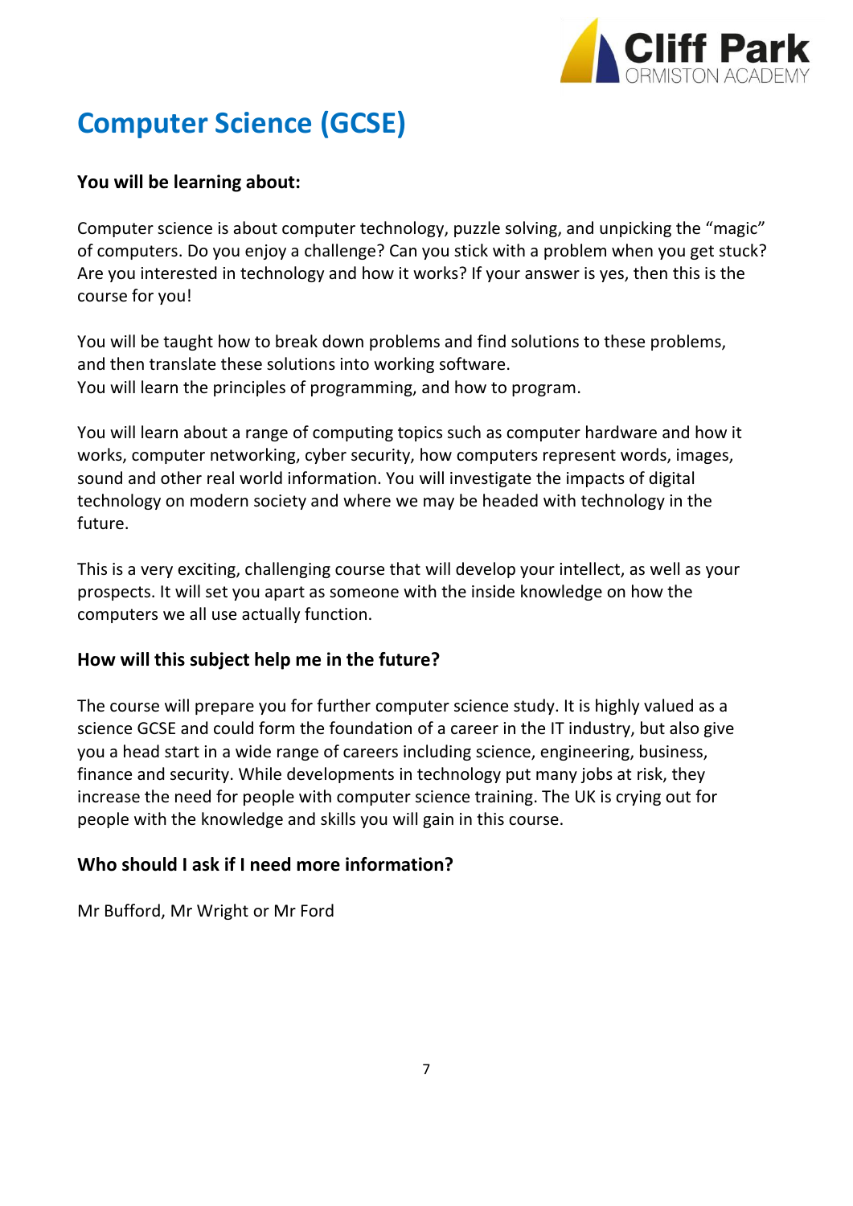# Computer Science (GCSE)

**You will be learning about:**

Computer science is about computer technology, puzzle solving, and unpicking the "magic" of computers. Do you enjoy a challenge? Can you stick with a problem when you get stuck? Are you interested in technology and how it works? If your answer is yes, then this is the course for you!

You will be taught how to break down problems and find solutions to these problems, and then translate these solutions into working software.
You will learn the principles of programming, and how to program.

You will learn about a range of computing topics such as computer hardware and how it works, computer networking, cyber security, how computers represent words, images, sound and other real world information. You will investigate the impacts of digital technology on modern society and where we may be headed with technology in the future.

This is a very exciting, challenging course that will develop your intellect, as well as your prospects. It will set you apart as someone with the inside knowledge on how the computers we all use actually function.

**How will this subject help me in the future?**

The course will prepare you for further computer science study. It is highly valued as a science GCSE and could form the foundation of a career in the IT industry, but also give you a head start in a wide range of careers including science, engineering, business, finance and security. While developments in technology put many jobs at risk, they increase the need for people with computer science training. The UK is crying out for people with the knowledge and skills you will gain in this course.

**Who should I ask if I need more information?**

Mr Bufford, Mr Wright or Mr Ford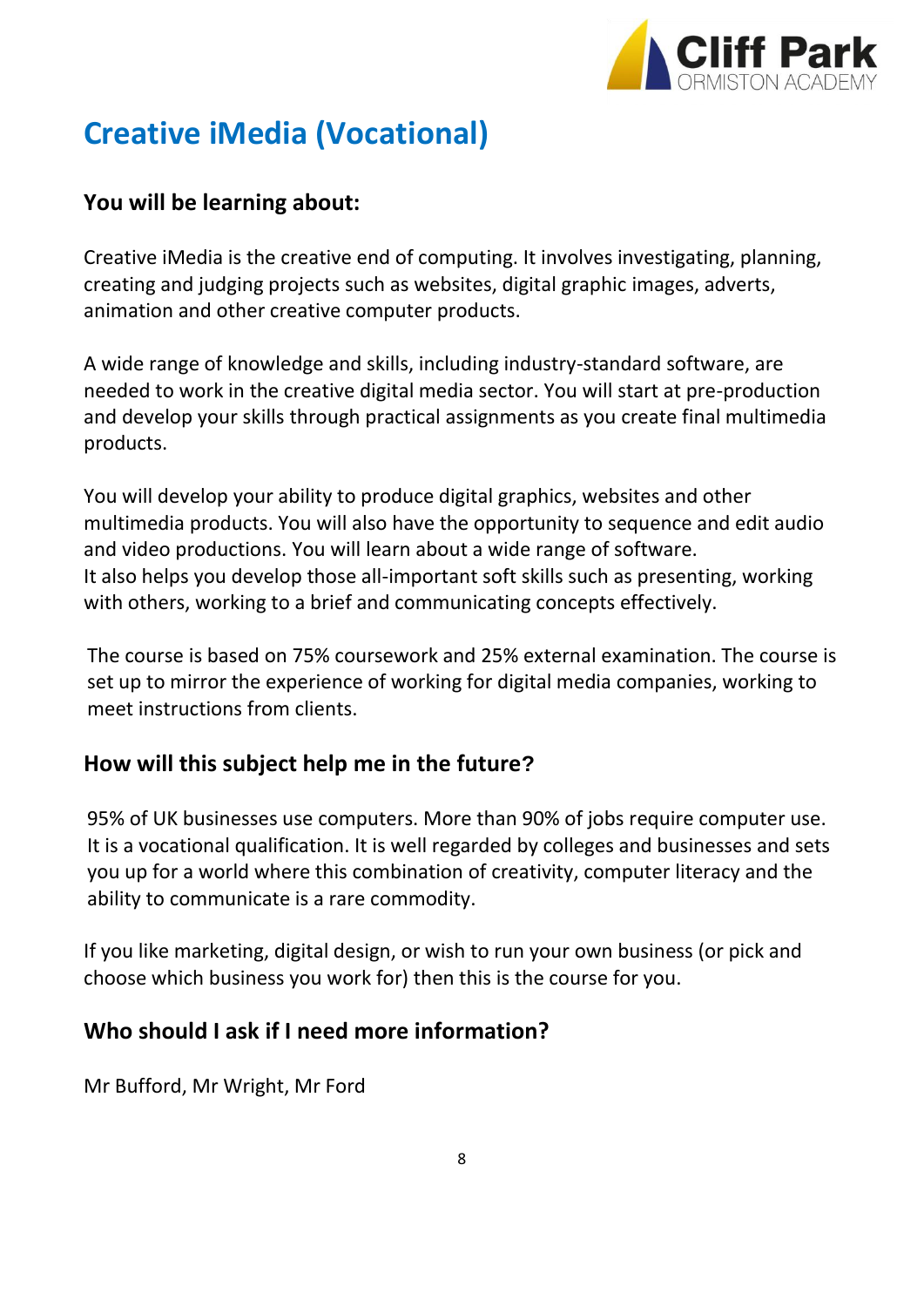# Creative iMedia (Vocational)

### You will be learning about:

Creative iMedia is the creative end of computing. It involves investigating, planning, creating and judging projects such as websites, digital graphic images, adverts, animation and other creative computer products.

A wide range of knowledge and skills, including industry-standard software, are needed to work in the creative digital media sector. You will start at pre-production and develop your skills through practical assignments as you create final multimedia products.

You will develop your ability to produce digital graphics, websites and other multimedia products. You will also have the opportunity to sequence and edit audio and video productions. You will learn about a wide range of software.
It also helps you develop those all-important soft skills such as presenting, working with others, working to a brief and communicating concepts effectively.

The course is based on 75% coursework and 25% external examination. The course is set up to mirror the experience of working for digital media companies, working to meet instructions from clients.

### How will this subject help me in the future?

95% of UK businesses use computers. More than 90% of jobs require computer use. It is a vocational qualification. It is well regarded by colleges and businesses and sets you up for a world where this combination of creativity, computer literacy and the ability to communicate is a rare commodity.

If you like marketing, digital design, or wish to run your own business (or pick and choose which business you work for) then this is the course for you.

### Who should I ask if I need more information?

Mr Bufford, Mr Wright, Mr Ford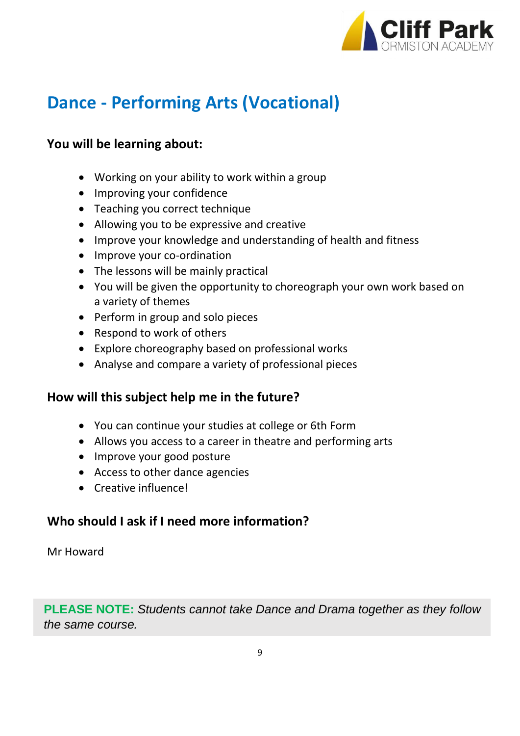# Dance - Performing Arts (Vocational)

### You will be learning about:

- Working on your ability to work within a group
- Improving your confidence
- Teaching you correct technique
- Allowing you to be expressive and creative
- Improve your knowledge and understanding of health and fitness
- Improve your co-ordination
- The lessons will be mainly practical
- You will be given the opportunity to choreograph your own work based on a variety of themes
- Perform in group and solo pieces
- Respond to work of others
- Explore choreography based on professional works
- Analyse and compare a variety of professional pieces

### How will this subject help me in the future?

- You can continue your studies at college or 6th Form
- Allows you access to a career in theatre and performing arts
- Improve your good posture
- Access to other dance agencies
- Creative influence!

### Who should I ask if I need more information?

Mr Howard

**PLEASE NOTE:** *Students cannot take Dance and Drama together as they follow the same course.*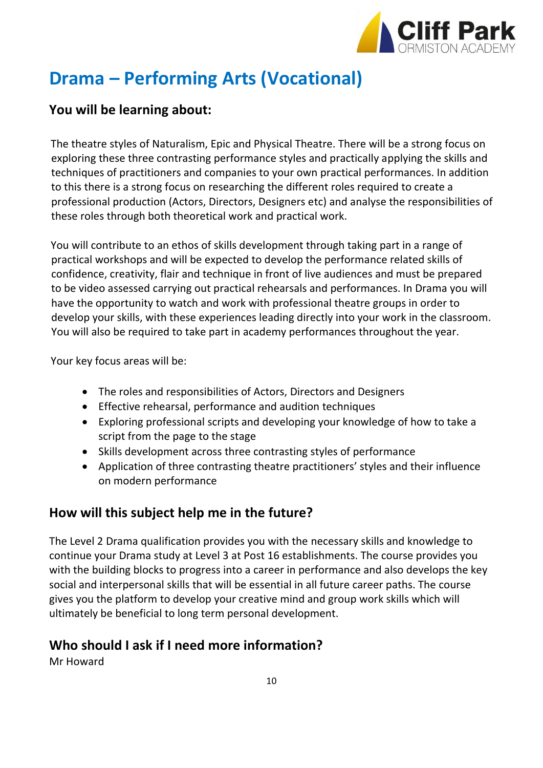# Drama – Performing Arts (Vocational)

## You will be learning about:

The theatre styles of Naturalism, Epic and Physical Theatre. There will be a strong focus on exploring these three contrasting performance styles and practically applying the skills and techniques of practitioners and companies to your own practical performances. In addition to this there is a strong focus on researching the different roles required to create a professional production (Actors, Directors, Designers etc) and analyse the responsibilities of these roles through both theoretical work and practical work.

You will contribute to an ethos of skills development through taking part in a range of practical workshops and will be expected to develop the performance related skills of confidence, creativity, flair and technique in front of live audiences and must be prepared to be video assessed carrying out practical rehearsals and performances. In Drama you will have the opportunity to watch and work with professional theatre groups in order to develop your skills, with these experiences leading directly into your work in the classroom. You will also be required to take part in academy performances throughout the year.

Your key focus areas will be:

- The roles and responsibilities of Actors, Directors and Designers
- Effective rehearsal, performance and audition techniques
- Exploring professional scripts and developing your knowledge of how to take a script from the page to the stage
- Skills development across three contrasting styles of performance
- Application of three contrasting theatre practitioners' styles and their influence on modern performance

## How will this subject help me in the future?

The Level 2 Drama qualification provides you with the necessary skills and knowledge to continue your Drama study at Level 3 at Post 16 establishments. The course provides you with the building blocks to progress into a career in performance and also develops the key social and interpersonal skills that will be essential in all future career paths. The course gives you the platform to develop your creative mind and group work skills which will ultimately be beneficial to long term personal development.

## Who should I ask if I need more information?

Mr Howard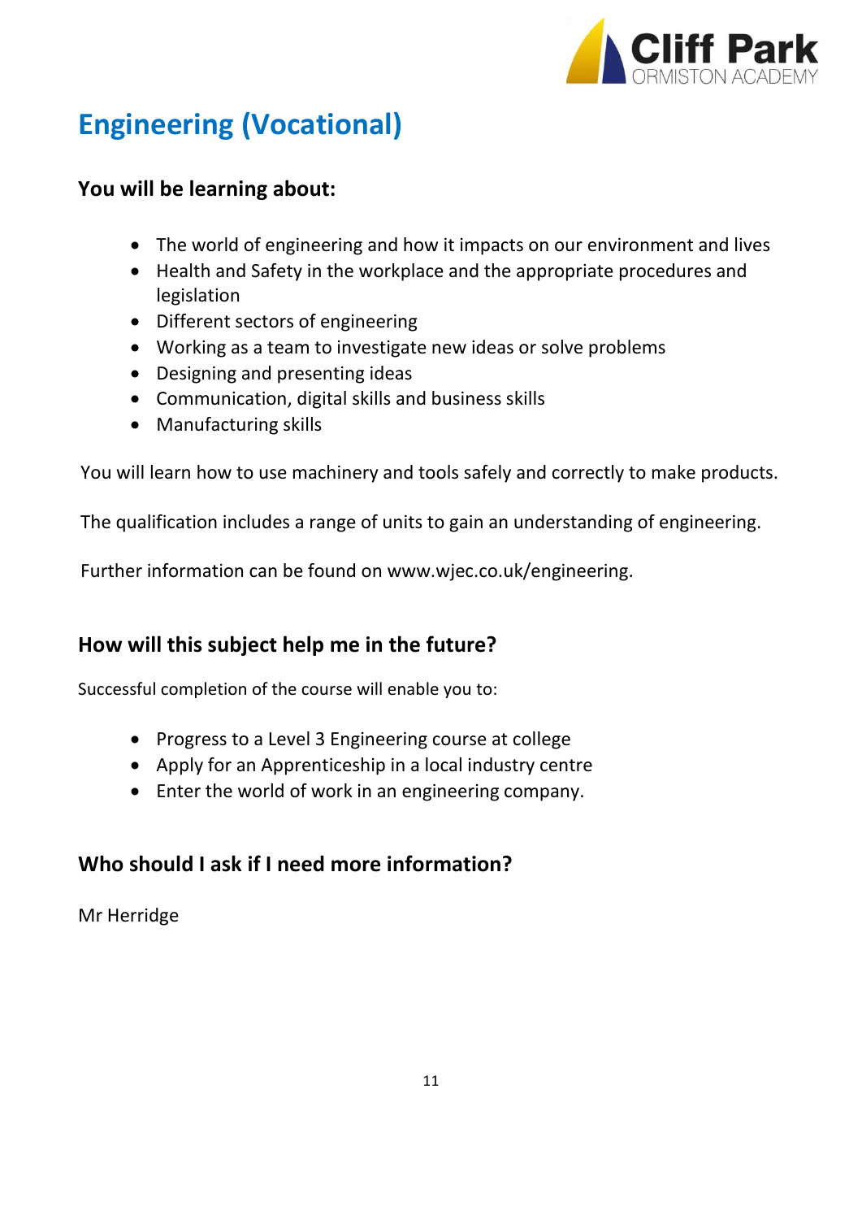# Engineering (Vocational)

## You will be learning about:

- The world of engineering and how it impacts on our environment and lives
- Health and Safety in the workplace and the appropriate procedures and legislation
- Different sectors of engineering
- Working as a team to investigate new ideas or solve problems
- Designing and presenting ideas
- Communication, digital skills and business skills
- Manufacturing skills

You will learn how to use machinery and tools safely and correctly to make products.

The qualification includes a range of units to gain an understanding of engineering.

Further information can be found on www.wjec.co.uk/engineering.

## How will this subject help me in the future?

Successful completion of the course will enable you to:

- Progress to a Level 3 Engineering course at college
- Apply for an Apprenticeship in a local industry centre
- Enter the world of work in an engineering company.

## Who should I ask if I need more information?

Mr Herridge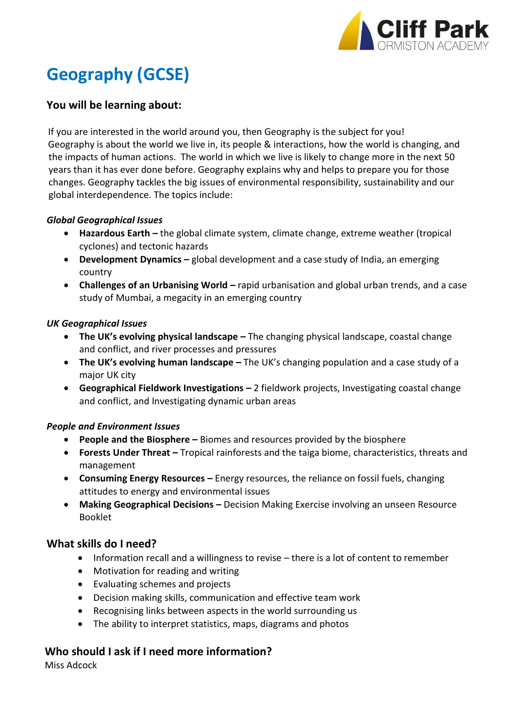# Geography (GCSE)

## You will be learning about:

If you are interested in the world around you, then Geography is the subject for you! Geography is about the world we live in, its people & interactions, how the world is changing, and the impacts of human actions. The world in which we live is likely to change more in the next 50 years than it has ever done before. Geography explains why and helps to prepare you for those changes. Geography tackles the big issues of environmental responsibility, sustainability and our global interdependence. The topics include:

***Global Geographical Issues***

- **Hazardous Earth –** the global climate system, climate change, extreme weather (tropical cyclones) and tectonic hazards
- **Development Dynamics –** global development and a case study of India, an emerging country
- **Challenges of an Urbanising World –** rapid urbanisation and global urban trends, and a case study of Mumbai, a megacity in an emerging country

***UK Geographical Issues***

- **The UK's evolving physical landscape –** The changing physical landscape, coastal change and conflict, and river processes and pressures
- **The UK's evolving human landscape –** The UK's changing population and a case study of a major UK city
- **Geographical Fieldwork Investigations –** 2 fieldwork projects, Investigating coastal change and conflict, and Investigating dynamic urban areas

***People and Environment Issues***

- **People and the Biosphere –** Biomes and resources provided by the biosphere
- **Forests Under Threat –** Tropical rainforests and the taiga biome, characteristics, threats and management
- **Consuming Energy Resources –** Energy resources, the reliance on fossil fuels, changing attitudes to energy and environmental issues
- **Making Geographical Decisions –** Decision Making Exercise involving an unseen Resource Booklet

## What skills do I need?

- Information recall and a willingness to revise – there is a lot of content to remember
- Motivation for reading and writing
- Evaluating schemes and projects
- Decision making skills, communication and effective team work
- Recognising links between aspects in the world surrounding us
- The ability to interpret statistics, maps, diagrams and photos

## Who should I ask if I need more information?

Miss Adcock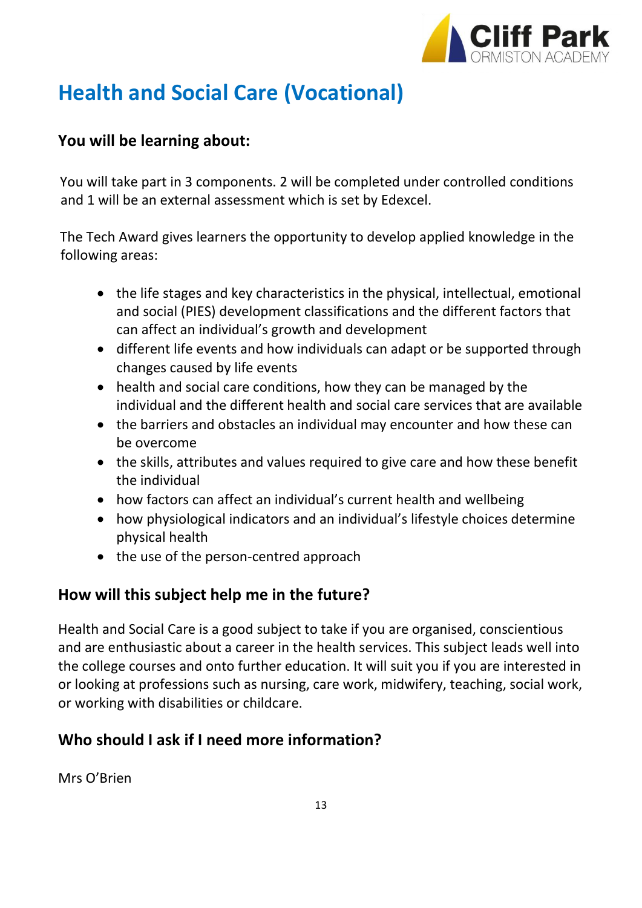# Health and Social Care (Vocational)

### You will be learning about:

You will take part in 3 components. 2 will be completed under controlled conditions and 1 will be an external assessment which is set by Edexcel.

The Tech Award gives learners the opportunity to develop applied knowledge in the following areas:

- the life stages and key characteristics in the physical, intellectual, emotional and social (PIES) development classifications and the different factors that can affect an individual's growth and development
- different life events and how individuals can adapt or be supported through changes caused by life events
- health and social care conditions, how they can be managed by the individual and the different health and social care services that are available
- the barriers and obstacles an individual may encounter and how these can be overcome
- the skills, attributes and values required to give care and how these benefit the individual
- how factors can affect an individual's current health and wellbeing
- how physiological indicators and an individual's lifestyle choices determine physical health
- the use of the person-centred approach

### How will this subject help me in the future?

Health and Social Care is a good subject to take if you are organised, conscientious and are enthusiastic about a career in the health services. This subject leads well into the college courses and onto further education. It will suit you if you are interested in or looking at professions such as nursing, care work, midwifery, teaching, social work, or working with disabilities or childcare.

### Who should I ask if I need more information?

Mrs O'Brien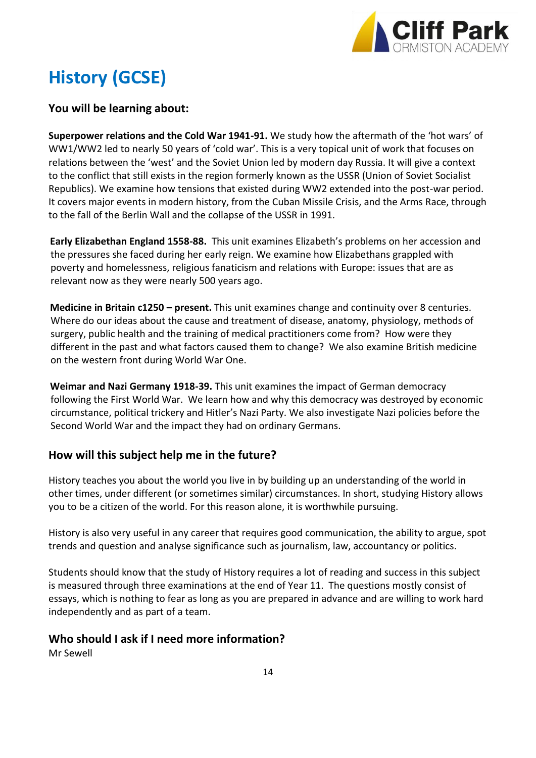# History (GCSE)

## You will be learning about:

**Superpower relations and the Cold War 1941-91.** We study how the aftermath of the 'hot wars' of WW1/WW2 led to nearly 50 years of 'cold war'. This is a very topical unit of work that focuses on relations between the 'west' and the Soviet Union led by modern day Russia. It will give a context to the conflict that still exists in the region formerly known as the USSR (Union of Soviet Socialist Republics). We examine how tensions that existed during WW2 extended into the post-war period. It covers major events in modern history, from the Cuban Missile Crisis, and the Arms Race, through to the fall of the Berlin Wall and the collapse of the USSR in 1991.

**Early Elizabethan England 1558-88.** This unit examines Elizabeth's problems on her accession and the pressures she faced during her early reign. We examine how Elizabethans grappled with poverty and homelessness, religious fanaticism and relations with Europe: issues that are as relevant now as they were nearly 500 years ago.

**Medicine in Britain c1250 – present.** This unit examines change and continuity over 8 centuries. Where do our ideas about the cause and treatment of disease, anatomy, physiology, methods of surgery, public health and the training of medical practitioners come from? How were they different in the past and what factors caused them to change? We also examine British medicine on the western front during World War One.

**Weimar and Nazi Germany 1918-39.** This unit examines the impact of German democracy following the First World War. We learn how and why this democracy was destroyed by economic circumstance, political trickery and Hitler's Nazi Party. We also investigate Nazi policies before the Second World War and the impact they had on ordinary Germans.

## How will this subject help me in the future?

History teaches you about the world you live in by building up an understanding of the world in other times, under different (or sometimes similar) circumstances. In short, studying History allows you to be a citizen of the world. For this reason alone, it is worthwhile pursuing.

History is also very useful in any career that requires good communication, the ability to argue, spot trends and question and analyse significance such as journalism, law, accountancy or politics.

Students should know that the study of History requires a lot of reading and success in this subject is measured through three examinations at the end of Year 11. The questions mostly consist of essays, which is nothing to fear as long as you are prepared in advance and are willing to work hard independently and as part of a team.

## Who should I ask if I need more information?

Mr Sewell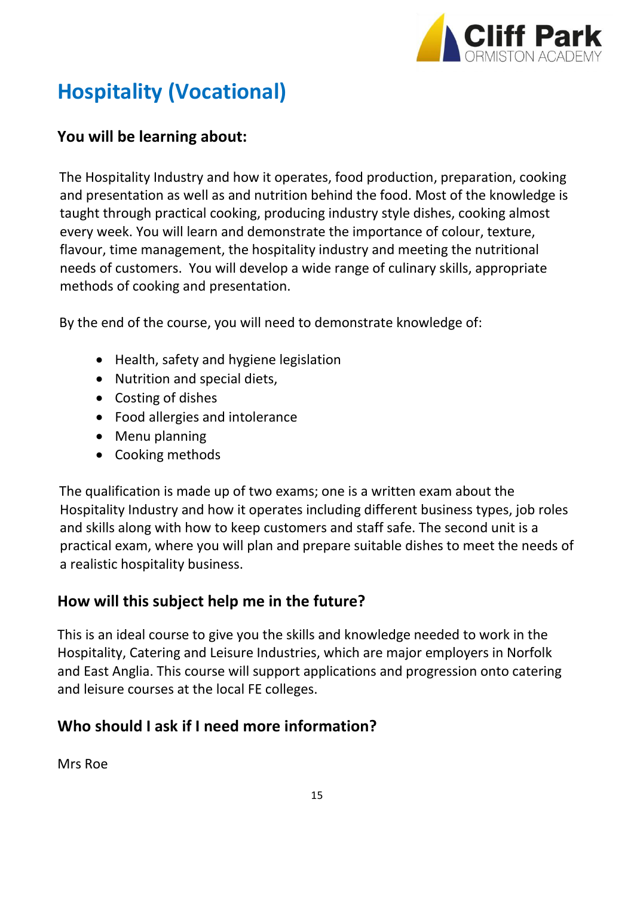# Hospitality (Vocational)

## You will be learning about:

The Hospitality Industry and how it operates, food production, preparation, cooking and presentation as well as and nutrition behind the food. Most of the knowledge is taught through practical cooking, producing industry style dishes, cooking almost every week. You will learn and demonstrate the importance of colour, texture, flavour, time management, the hospitality industry and meeting the nutritional needs of customers. You will develop a wide range of culinary skills, appropriate methods of cooking and presentation.

By the end of the course, you will need to demonstrate knowledge of:

- Health, safety and hygiene legislation
- Nutrition and special diets,
- Costing of dishes
- Food allergies and intolerance
- Menu planning
- Cooking methods

The qualification is made up of two exams; one is a written exam about the Hospitality Industry and how it operates including different business types, job roles and skills along with how to keep customers and staff safe. The second unit is a practical exam, where you will plan and prepare suitable dishes to meet the needs of a realistic hospitality business.

## How will this subject help me in the future?

This is an ideal course to give you the skills and knowledge needed to work in the Hospitality, Catering and Leisure Industries, which are major employers in Norfolk and East Anglia. This course will support applications and progression onto catering and leisure courses at the local FE colleges.

## Who should I ask if I need more information?

Mrs Roe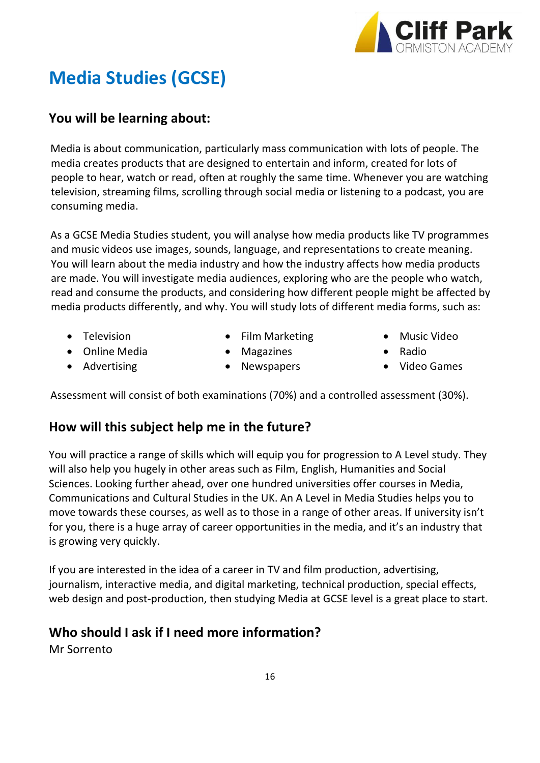# Media Studies (GCSE)

## You will be learning about:

Media is about communication, particularly mass communication with lots of people. The media creates products that are designed to entertain and inform, created for lots of people to hear, watch or read, often at roughly the same time. Whenever you are watching television, streaming films, scrolling through social media or listening to a podcast, you are consuming media.

As a GCSE Media Studies student, you will analyse how media products like TV programmes and music videos use images, sounds, language, and representations to create meaning. You will learn about the media industry and how the industry affects how media products are made. You will investigate media audiences, exploring who are the people who watch, read and consume the products, and considering how different people might be affected by media products differently, and why. You will study lots of different media forms, such as:

- Television
- Online Media
- Advertising
- Film Marketing
- Magazines
- Newspapers
- Music Video
- Radio
- Video Games

Assessment will consist of both examinations (70%) and a controlled assessment (30%).

## How will this subject help me in the future?

You will practice a range of skills which will equip you for progression to A Level study. They will also help you hugely in other areas such as Film, English, Humanities and Social Sciences. Looking further ahead, over one hundred universities offer courses in Media, Communications and Cultural Studies in the UK. An A Level in Media Studies helps you to move towards these courses, as well as to those in a range of other areas. If university isn't for you, there is a huge array of career opportunities in the media, and it's an industry that is growing very quickly.

If you are interested in the idea of a career in TV and film production, advertising, journalism, interactive media, and digital marketing, technical production, special effects, web design and post-production, then studying Media at GCSE level is a great place to start.

## Who should I ask if I need more information?

Mr Sorrento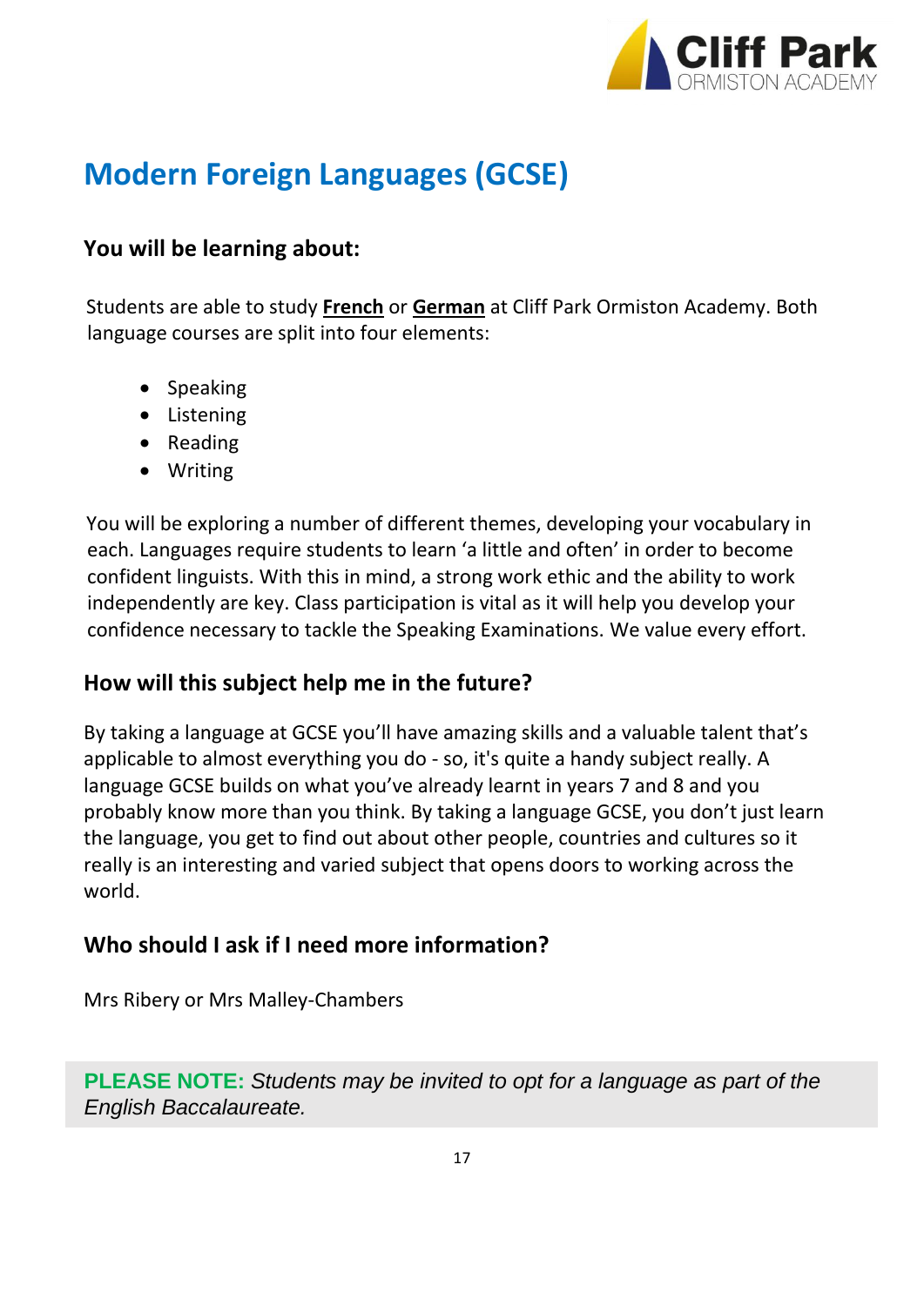# Modern Foreign Languages (GCSE)

### You will be learning about:

Students are able to study **French** or **German** at Cliff Park Ormiston Academy. Both language courses are split into four elements:

- Speaking
- Listening
- Reading
- Writing

You will be exploring a number of different themes, developing your vocabulary in each. Languages require students to learn 'a little and often' in order to become confident linguists. With this in mind, a strong work ethic and the ability to work independently are key. Class participation is vital as it will help you develop your confidence necessary to tackle the Speaking Examinations. We value every effort.

### How will this subject help me in the future?

By taking a language at GCSE you'll have amazing skills and a valuable talent that's applicable to almost everything you do - so, it's quite a handy subject really. A language GCSE builds on what you've already learnt in years 7 and 8 and you probably know more than you think. By taking a language GCSE, you don't just learn the language, you get to find out about other people, countries and cultures so it really is an interesting and varied subject that opens doors to working across the world.

### Who should I ask if I need more information?

Mrs Ribery or Mrs Malley-Chambers

**PLEASE NOTE:** *Students may be invited to opt for a language as part of the English Baccalaureate.*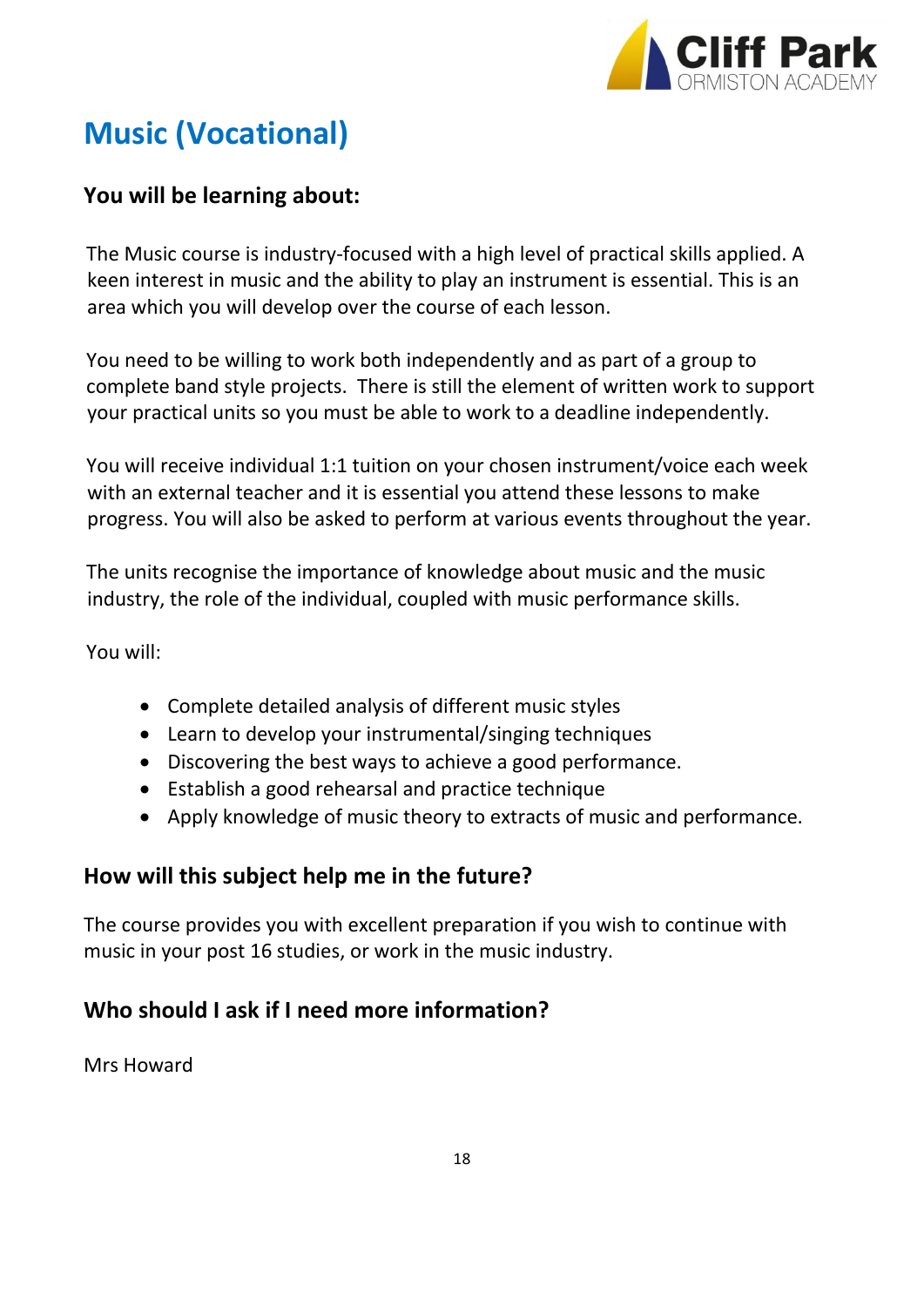# Music (Vocational)

## You will be learning about:

The Music course is industry-focused with a high level of practical skills applied. A keen interest in music and the ability to play an instrument is essential. This is an area which you will develop over the course of each lesson.

You need to be willing to work both independently and as part of a group to complete band style projects. There is still the element of written work to support your practical units so you must be able to work to a deadline independently.

You will receive individual 1:1 tuition on your chosen instrument/voice each week with an external teacher and it is essential you attend these lessons to make progress. You will also be asked to perform at various events throughout the year.

The units recognise the importance of knowledge about music and the music industry, the role of the individual, coupled with music performance skills.

You will:

- Complete detailed analysis of different music styles
- Learn to develop your instrumental/singing techniques
- Discovering the best ways to achieve a good performance.
- Establish a good rehearsal and practice technique
- Apply knowledge of music theory to extracts of music and performance.

## How will this subject help me in the future?

The course provides you with excellent preparation if you wish to continue with music in your post 16 studies, or work in the music industry.

## Who should I ask if I need more information?

Mrs Howard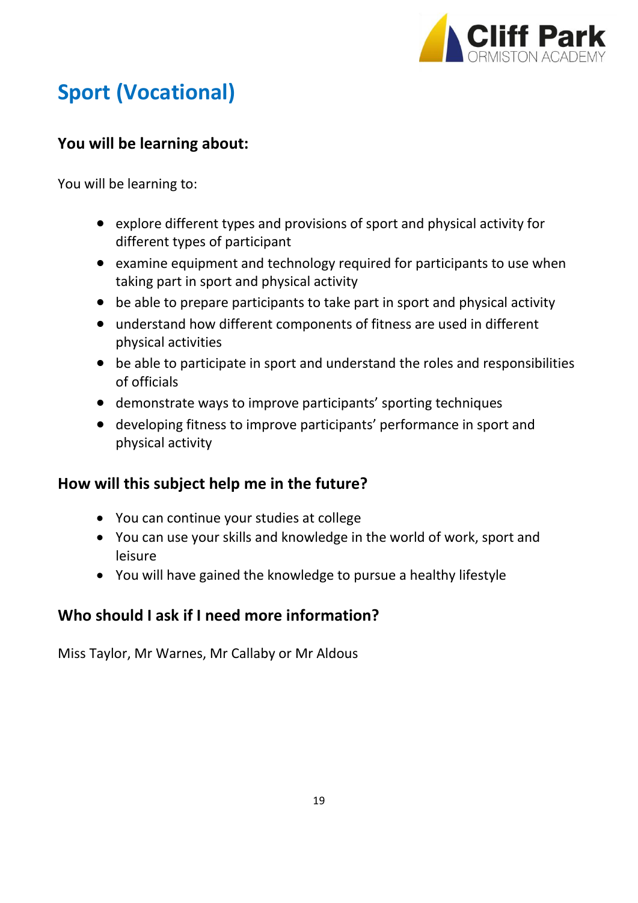# Sport (Vocational)

## You will be learning about:

You will be learning to:

- explore different types and provisions of sport and physical activity for different types of participant
- examine equipment and technology required for participants to use when taking part in sport and physical activity
- be able to prepare participants to take part in sport and physical activity
- understand how different components of fitness are used in different physical activities
- be able to participate in sport and understand the roles and responsibilities of officials
- demonstrate ways to improve participants' sporting techniques
- developing fitness to improve participants' performance in sport and physical activity

## How will this subject help me in the future?

- You can continue your studies at college
- You can use your skills and knowledge in the world of work, sport and leisure
- You will have gained the knowledge to pursue a healthy lifestyle

## Who should I ask if I need more information?

Miss Taylor, Mr Warnes, Mr Callaby or Mr Aldous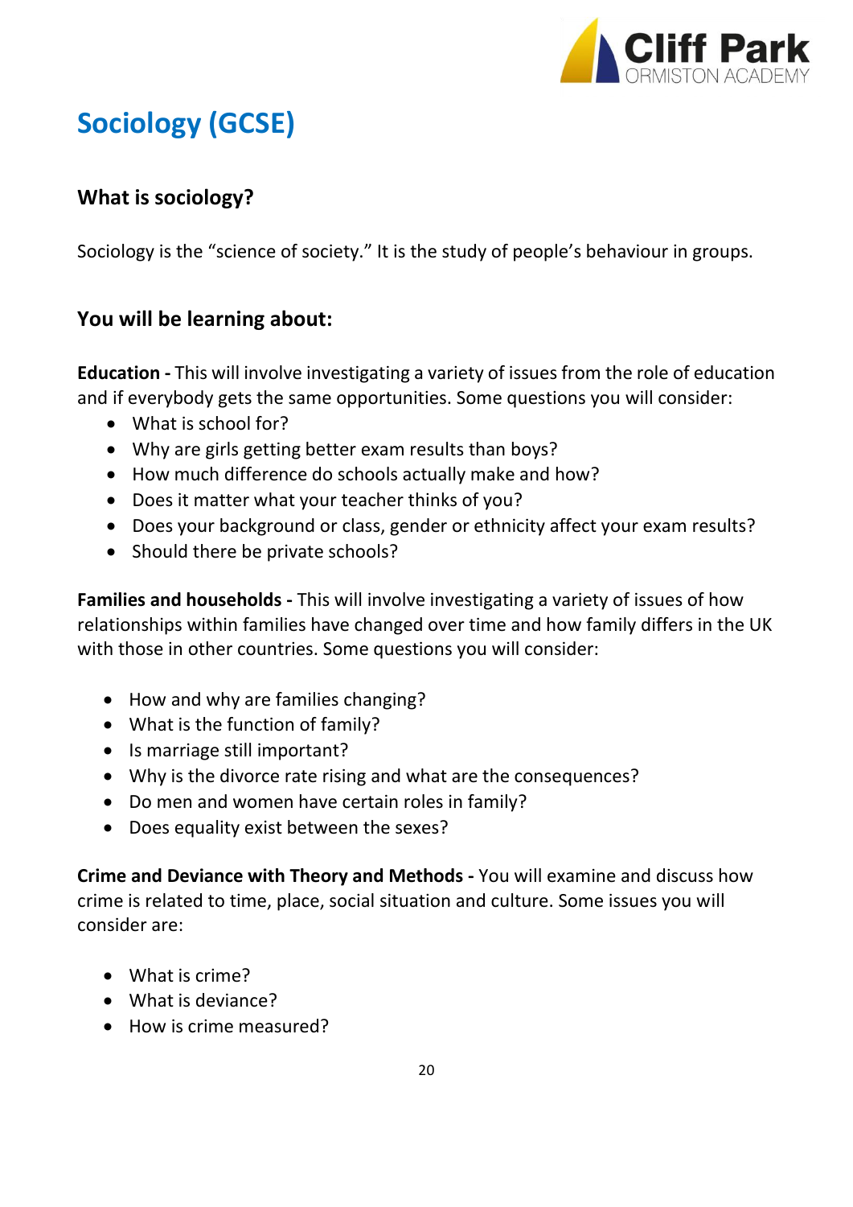# Sociology (GCSE)

## What is sociology?

Sociology is the "science of society." It is the study of people's behaviour in groups.

## You will be learning about:

**Education -** This will involve investigating a variety of issues from the role of education and if everybody gets the same opportunities. Some questions you will consider:

- What is school for?
- Why are girls getting better exam results than boys?
- How much difference do schools actually make and how?
- Does it matter what your teacher thinks of you?
- Does your background or class, gender or ethnicity affect your exam results?
- Should there be private schools?

**Families and households -** This will involve investigating a variety of issues of how relationships within families have changed over time and how family differs in the UK with those in other countries. Some questions you will consider:

- How and why are families changing?
- What is the function of family?
- Is marriage still important?
- Why is the divorce rate rising and what are the consequences?
- Do men and women have certain roles in family?
- Does equality exist between the sexes?

**Crime and Deviance with Theory and Methods -** You will examine and discuss how crime is related to time, place, social situation and culture. Some issues you will consider are:

- What is crime?
- What is deviance?
- How is crime measured?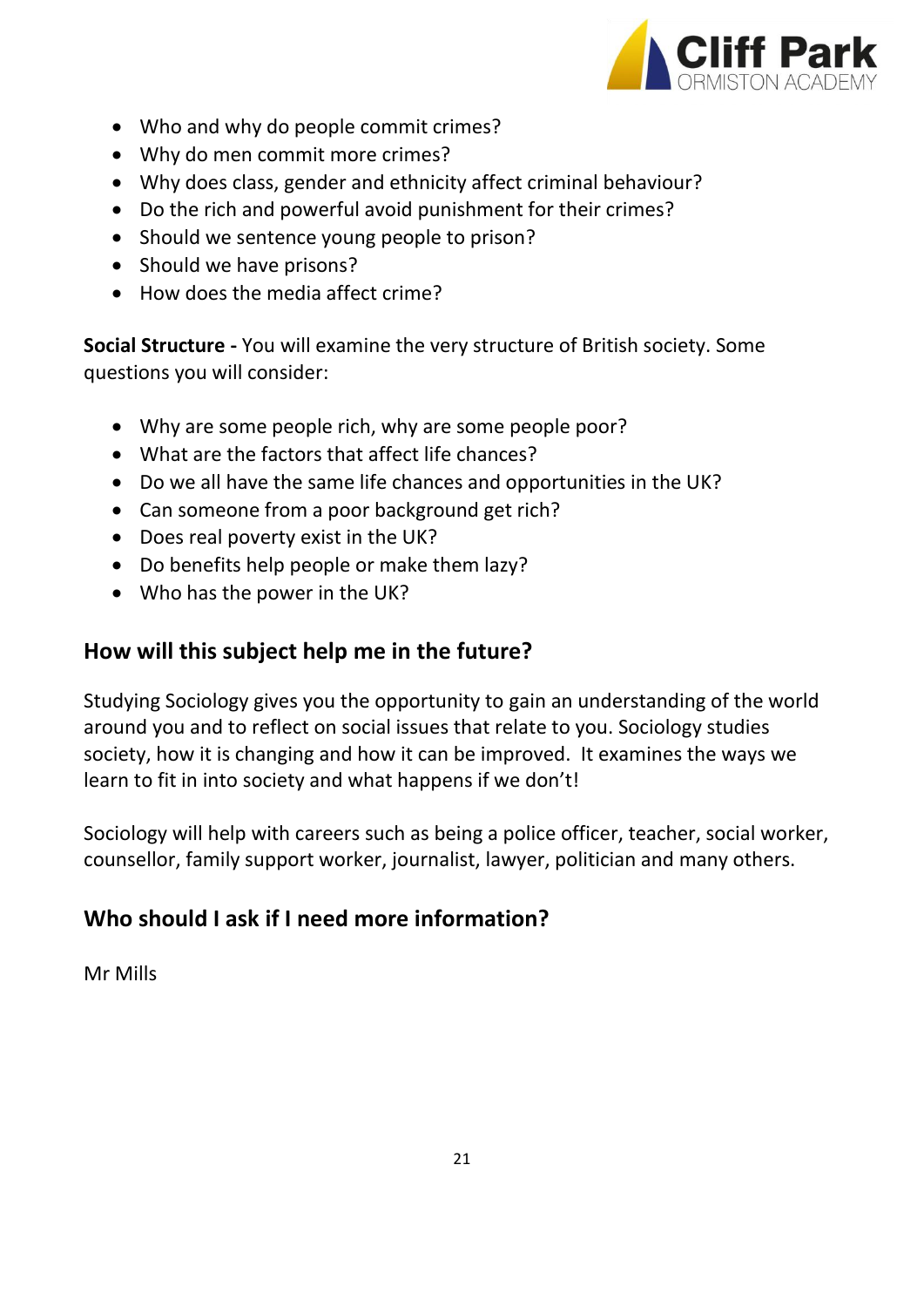- Who and why do people commit crimes?
- Why do men commit more crimes?
- Why does class, gender and ethnicity affect criminal behaviour?
- Do the rich and powerful avoid punishment for their crimes?
- Should we sentence young people to prison?
- Should we have prisons?
- How does the media affect crime?

**Social Structure -** You will examine the very structure of British society. Some questions you will consider:

- Why are some people rich, why are some people poor?
- What are the factors that affect life chances?
- Do we all have the same life chances and opportunities in the UK?
- Can someone from a poor background get rich?
- Does real poverty exist in the UK?
- Do benefits help people or make them lazy?
- Who has the power in the UK?

## How will this subject help me in the future?

Studying Sociology gives you the opportunity to gain an understanding of the world around you and to reflect on social issues that relate to you. Sociology studies society, how it is changing and how it can be improved. It examines the ways we learn to fit in into society and what happens if we don't!

Sociology will help with careers such as being a police officer, teacher, social worker, counsellor, family support worker, journalist, lawyer, politician and many others.

## Who should I ask if I need more information?

Mr Mills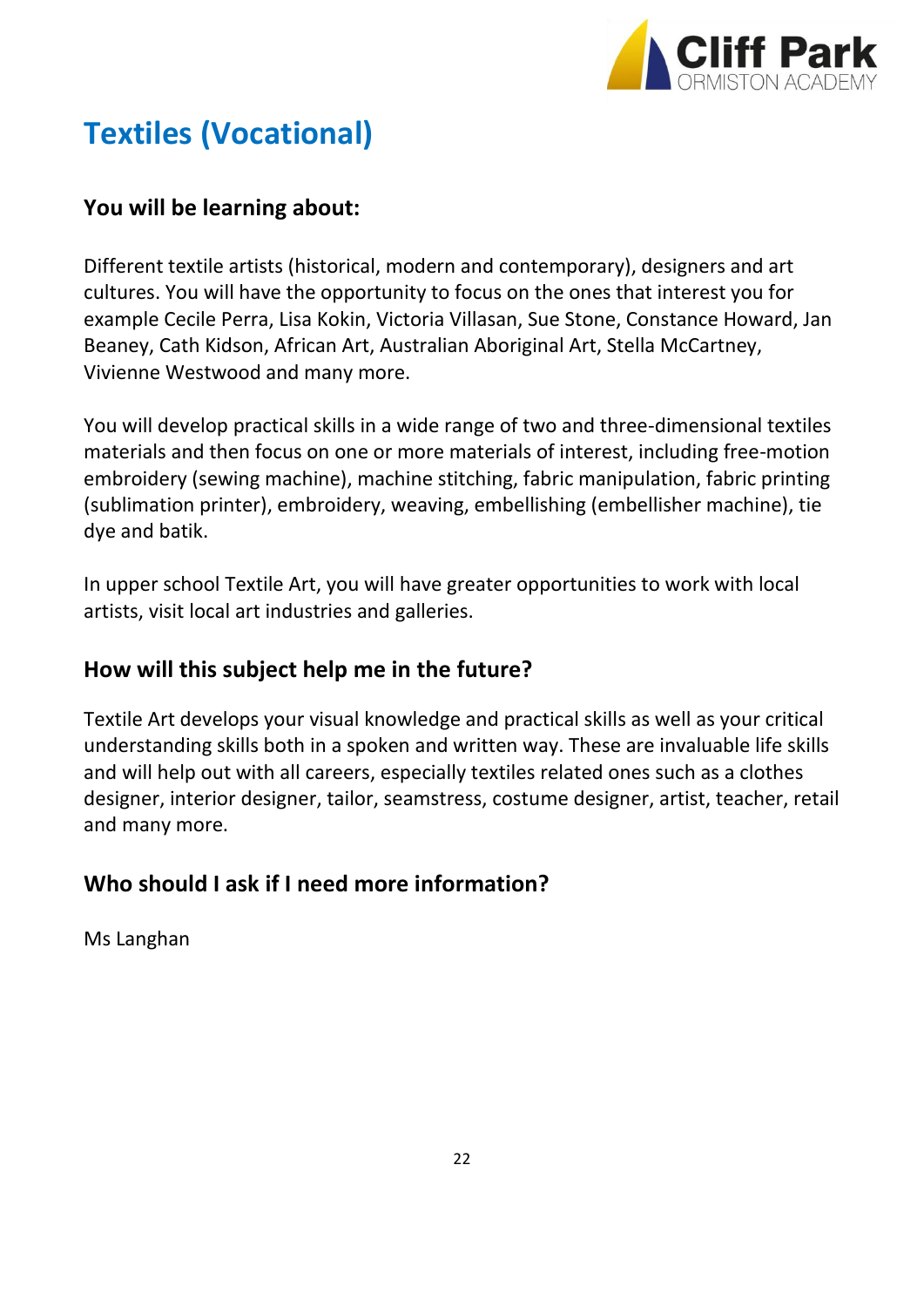# Textiles (Vocational)

## You will be learning about:

Different textile artists (historical, modern and contemporary), designers and art cultures. You will have the opportunity to focus on the ones that interest you for example Cecile Perra, Lisa Kokin, Victoria Villasan, Sue Stone, Constance Howard, Jan Beaney, Cath Kidson, African Art, Australian Aboriginal Art, Stella McCartney, Vivienne Westwood and many more.

You will develop practical skills in a wide range of two and three-dimensional textiles materials and then focus on one or more materials of interest, including free-motion embroidery (sewing machine), machine stitching, fabric manipulation, fabric printing (sublimation printer), embroidery, weaving, embellishing (embellisher machine), tie dye and batik.

In upper school Textile Art, you will have greater opportunities to work with local artists, visit local art industries and galleries.

## How will this subject help me in the future?

Textile Art develops your visual knowledge and practical skills as well as your critical understanding skills both in a spoken and written way. These are invaluable life skills and will help out with all careers, especially textiles related ones such as a clothes designer, interior designer, tailor, seamstress, costume designer, artist, teacher, retail and many more.

## Who should I ask if I need more information?

Ms Langhan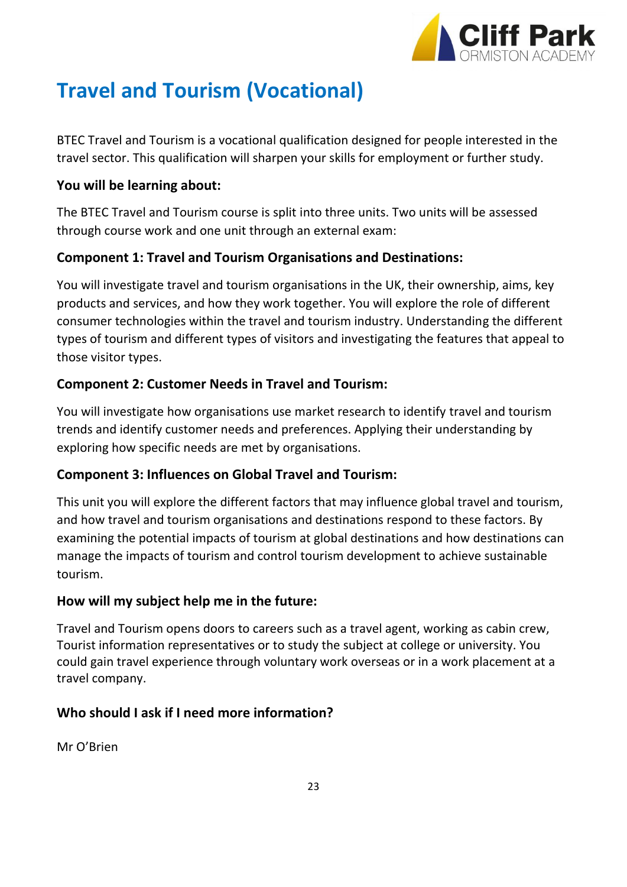# Travel and Tourism (Vocational)

BTEC Travel and Tourism is a vocational qualification designed for people interested in the travel sector. This qualification will sharpen your skills for employment or further study.

### You will be learning about:

The BTEC Travel and Tourism course is split into three units. Two units will be assessed through course work and one unit through an external exam:

### Component 1: Travel and Tourism Organisations and Destinations:

You will investigate travel and tourism organisations in the UK, their ownership, aims, key products and services, and how they work together. You will explore the role of different consumer technologies within the travel and tourism industry. Understanding the different types of tourism and different types of visitors and investigating the features that appeal to those visitor types.

### Component 2: Customer Needs in Travel and Tourism:

You will investigate how organisations use market research to identify travel and tourism trends and identify customer needs and preferences. Applying their understanding by exploring how specific needs are met by organisations.

### Component 3: Influences on Global Travel and Tourism:

This unit you will explore the different factors that may influence global travel and tourism, and how travel and tourism organisations and destinations respond to these factors. By examining the potential impacts of tourism at global destinations and how destinations can manage the impacts of tourism and control tourism development to achieve sustainable tourism.

### How will my subject help me in the future:

Travel and Tourism opens doors to careers such as a travel agent, working as cabin crew, Tourist information representatives or to study the subject at college or university. You could gain travel experience through voluntary work overseas or in a work placement at a travel company.

### Who should I ask if I need more information?

Mr O'Brien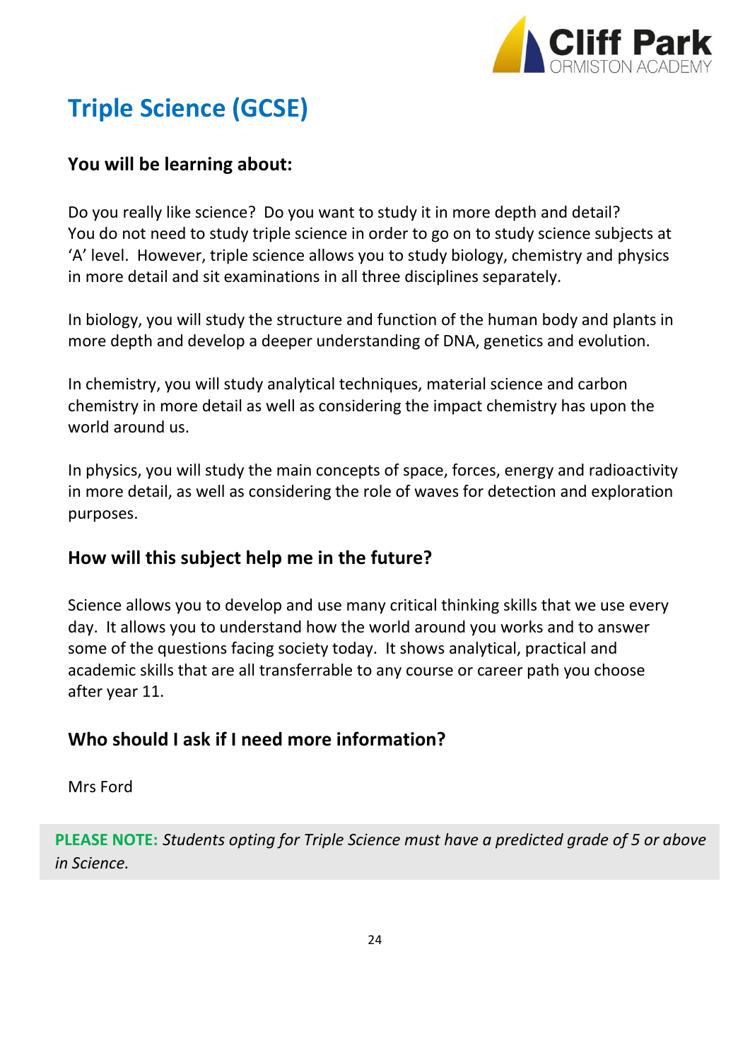# Triple Science (GCSE)

### You will be learning about:

Do you really like science? Do you want to study it in more depth and detail? You do not need to study triple science in order to go on to study science subjects at 'A' level. However, triple science allows you to study biology, chemistry and physics in more detail and sit examinations in all three disciplines separately.

In biology, you will study the structure and function of the human body and plants in more depth and develop a deeper understanding of DNA, genetics and evolution.

In chemistry, you will study analytical techniques, material science and carbon chemistry in more detail as well as considering the impact chemistry has upon the world around us.

In physics, you will study the main concepts of space, forces, energy and radioactivity in more detail, as well as considering the role of waves for detection and exploration purposes.

### How will this subject help me in the future?

Science allows you to develop and use many critical thinking skills that we use every day. It allows you to understand how the world around you works and to answer some of the questions facing society today. It shows analytical, practical and academic skills that are all transferrable to any course or career path you choose after year 11.

### Who should I ask if I need more information?

Mrs Ford

**PLEASE NOTE:** *Students opting for Triple Science must have a predicted grade of 5 or above in Science.*